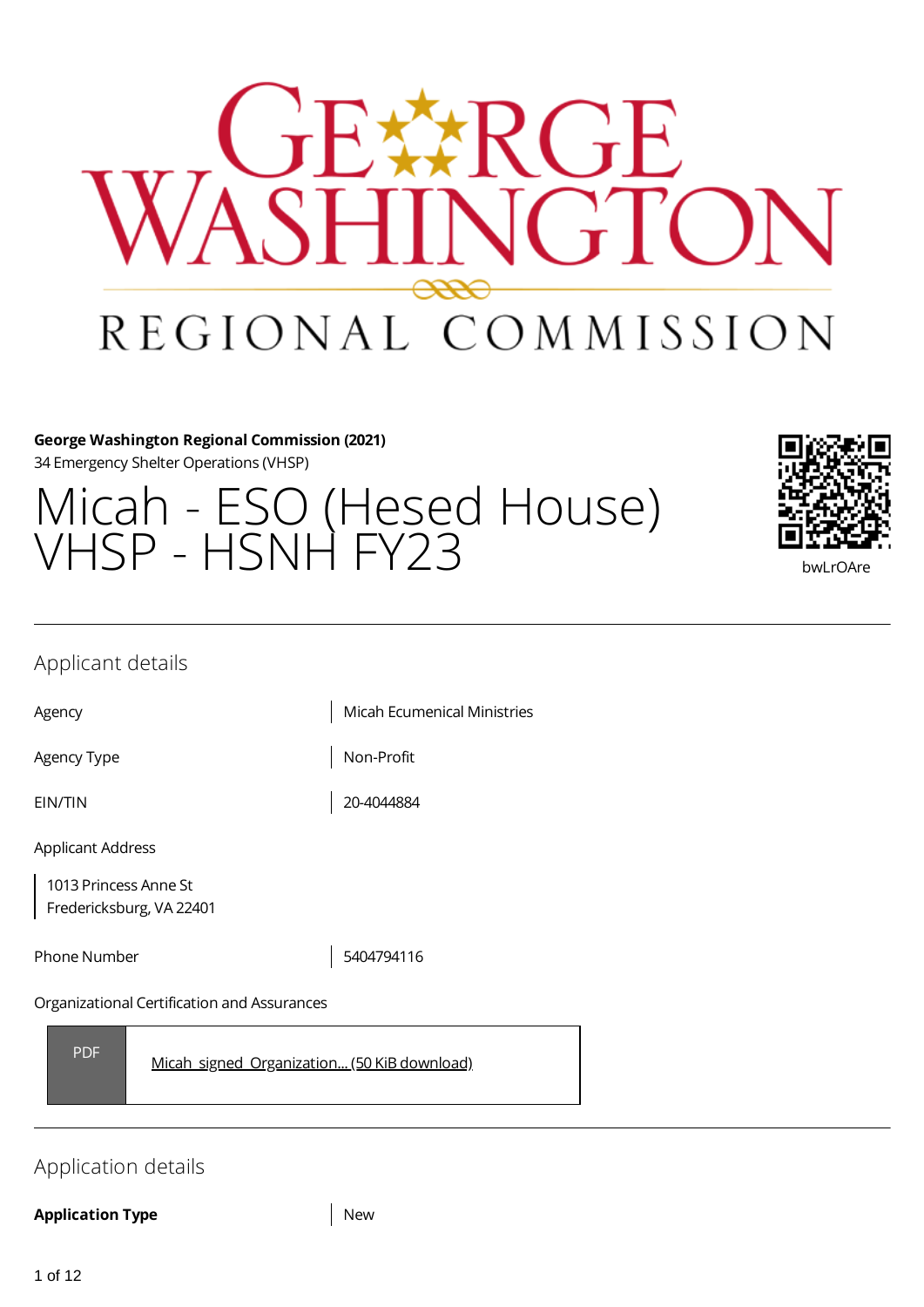**George Washington Regional Commission (2021)**
34 Emergency Shelter Operations (VHSP)

# Micah - ESO (Hesed House) VHSP - HSNH FY23

bwLrOAre

## Applicant details

| | |
|---|---|
| Agency | Micah Ecumenical Ministries |
| Agency Type | Non-Profit |
| EIN/TIN | 20-4044884 |

Applicant Address

1013 Princess Anne St
Fredericksburg, VA 22401

| | |
|---|---|
| Phone Number | 5404794116 |

Organizational Certification and Assurances

PDF — Micah_signed_Organization... (50 KiB download)

## Application details

| | |
|---|---|
| **Application Type** | New |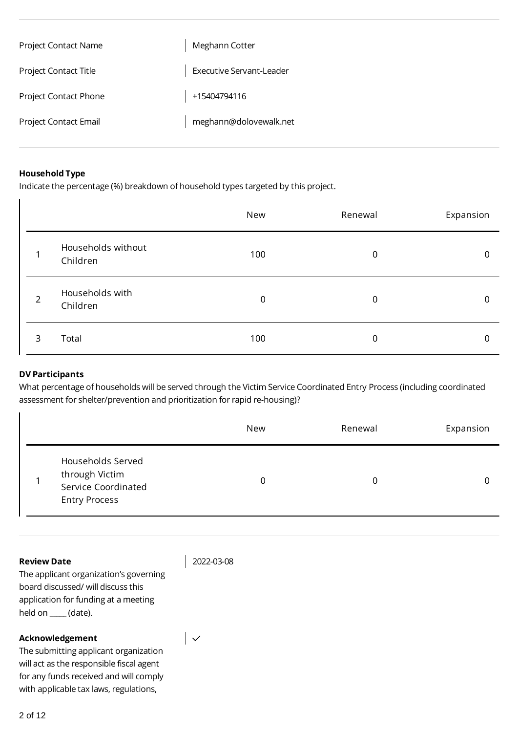| | |
|---|---|
| Project Contact Name | Meghann Cotter |
| Project Contact Title | Executive Servant-Leader |
| Project Contact Phone | +15404794116 |
| Project Contact Email | meghann@dolovewalk.net |

**Household Type**

Indicate the percentage (%) breakdown of household types targeted by this project.

| | | New | Renewal | Expansion |
|---|---|---|---|---|
| 1 | Households without Children | 100 | 0 | 0 |
| 2 | Households with Children | 0 | 0 | 0 |
| 3 | Total | 100 | 0 | 0 |

**DV Participants**

What percentage of households will be served through the Victim Service Coordinated Entry Process (including coordinated assessment for shelter/prevention and prioritization for rapid re-housing)?

| | | New | Renewal | Expansion |
|---|---|---|---|---|
| 1 | Households Served through Victim Service Coordinated Entry Process | 0 | 0 | 0 |

**Review Date**

The applicant organization's governing board discussed/ will discuss this application for funding at a meeting held on ____ (date).

2022-03-08

**Acknowledgement**

The submitting applicant organization will act as the responsible fiscal agent for any funds received and will comply with applicable tax laws, regulations,

✓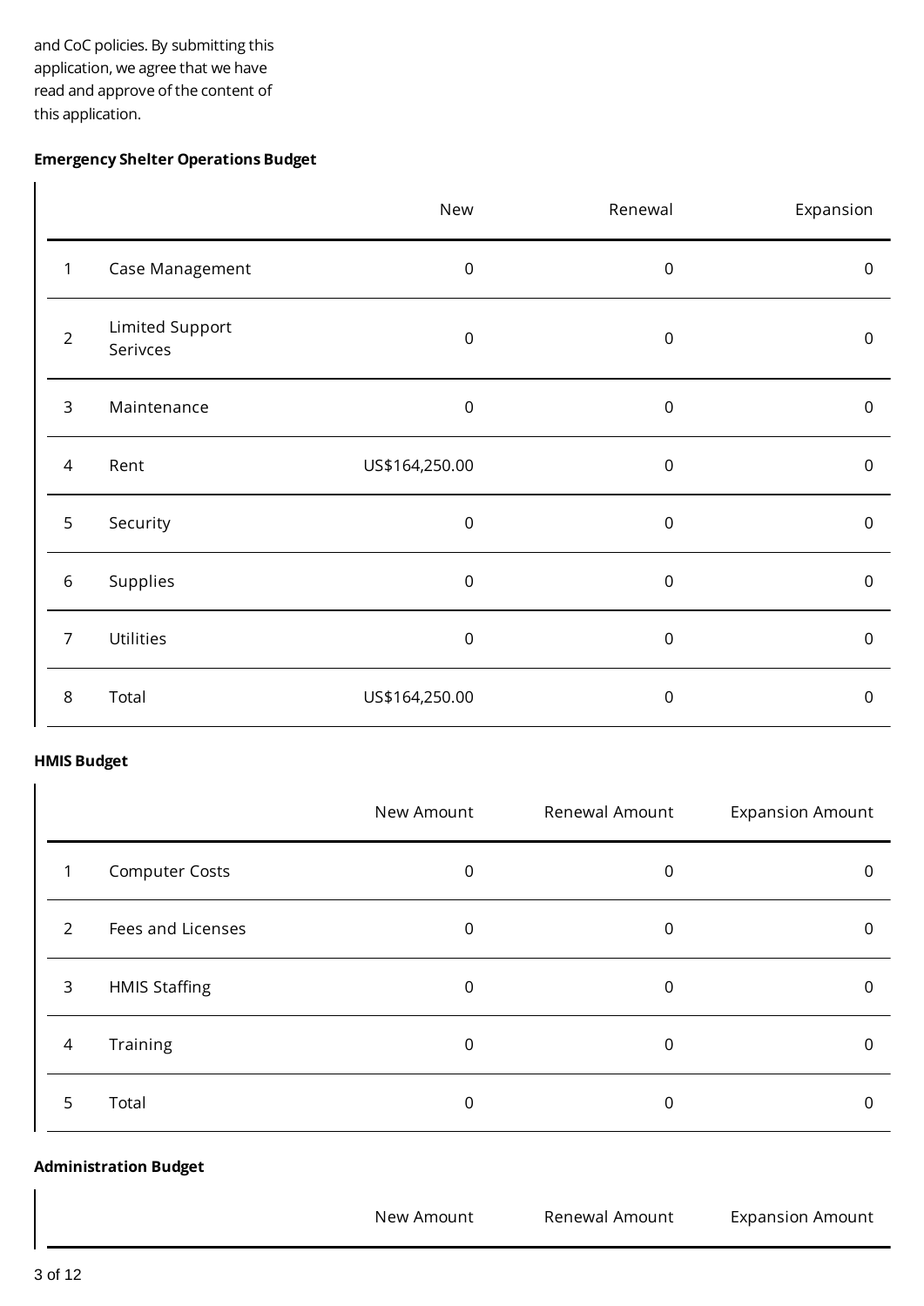and CoC policies. By submitting this application, we agree that we have read and approve of the content of this application.

**Emergency Shelter Operations Budget**

| | | New | Renewal | Expansion |
|---|---|---|---|---|
| 1 | Case Management | 0 | 0 | 0 |
| 2 | Limited Support Serivces | 0 | 0 | 0 |
| 3 | Maintenance | 0 | 0 | 0 |
| 4 | Rent | US$164,250.00 | 0 | 0 |
| 5 | Security | 0 | 0 | 0 |
| 6 | Supplies | 0 | 0 | 0 |
| 7 | Utilities | 0 | 0 | 0 |
| 8 | Total | US$164,250.00 | 0 | 0 |

**HMIS Budget**

| | | New Amount | Renewal Amount | Expansion Amount |
|---|---|---|---|---|
| 1 | Computer Costs | 0 | 0 | 0 |
| 2 | Fees and Licenses | 0 | 0 | 0 |
| 3 | HMIS Staffing | 0 | 0 | 0 |
| 4 | Training | 0 | 0 | 0 |
| 5 | Total | 0 | 0 | 0 |

**Administration Budget**

| | | New Amount | Renewal Amount | Expansion Amount |
|---|---|---|---|---|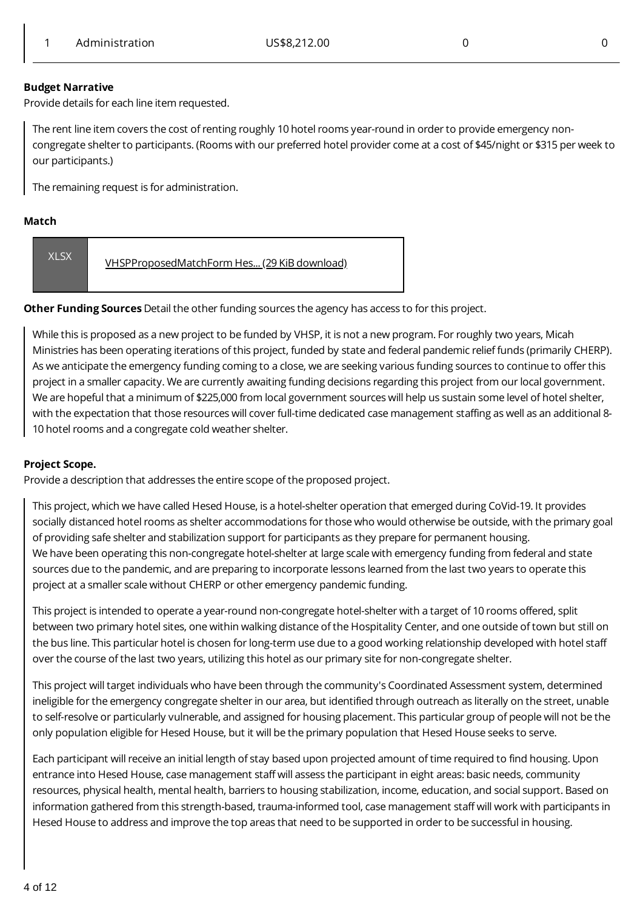| 1 | Administration | US$8,212.00 | 0 | 0 |
|---|---|---|---|---|

**Budget Narrative**
Provide details for each line item requested.

The rent line item covers the cost of renting roughly 10 hotel rooms year-round in order to provide emergency non-congregate shelter to participants. (Rooms with our preferred hotel provider come at a cost of $45/night or $315 per week to our participants.)

The remaining request is for administration.

**Match**

XLSX [VHSPProposedMatchForm Hes... (29 KiB download)]

**Other Funding Sources** Detail the other funding sources the agency has access to for this project.

While this is proposed as a new project to be funded by VHSP, it is not a new program. For roughly two years, Micah Ministries has been operating iterations of this project, funded by state and federal pandemic relief funds (primarily CHERP). As we anticipate the emergency funding coming to a close, we are seeking various funding sources to continue to offer this project in a smaller capacity. We are currently awaiting funding decisions regarding this project from our local government. We are hopeful that a minimum of $225,000 from local government sources will help us sustain some level of hotel shelter, with the expectation that those resources will cover full-time dedicated case management staffing as well as an additional 8-10 hotel rooms and a congregate cold weather shelter.

**Project Scope.**
Provide a description that addresses the entire scope of the proposed project.

This project, which we have called Hesed House, is a hotel-shelter operation that emerged during CoVid-19. It provides socially distanced hotel rooms as shelter accommodations for those who would otherwise be outside, with the primary goal of providing safe shelter and stabilization support for participants as they prepare for permanent housing.
We have been operating this non-congregate hotel-shelter at large scale with emergency funding from federal and state sources due to the pandemic, and are preparing to incorporate lessons learned from the last two years to operate this project at a smaller scale without CHERP or other emergency pandemic funding.

This project is intended to operate a year-round non-congregate hotel-shelter with a target of 10 rooms offered, split between two primary hotel sites, one within walking distance of the Hospitality Center, and one outside of town but still on the bus line. This particular hotel is chosen for long-term use due to a good working relationship developed with hotel staff over the course of the last two years, utilizing this hotel as our primary site for non-congregate shelter.

This project will target individuals who have been through the community's Coordinated Assessment system, determined ineligible for the emergency congregate shelter in our area, but identified through outreach as literally on the street, unable to self-resolve or particularly vulnerable, and assigned for housing placement. This particular group of people will not be the only population eligible for Hesed House, but it will be the primary population that Hesed House seeks to serve.

Each participant will receive an initial length of stay based upon projected amount of time required to find housing. Upon entrance into Hesed House, case management staff will assess the participant in eight areas: basic needs, community resources, physical health, mental health, barriers to housing stabilization, income, education, and social support. Based on information gathered from this strength-based, trauma-informed tool, case management staff will work with participants in Hesed House to address and improve the top areas that need to be supported in order to be successful in housing.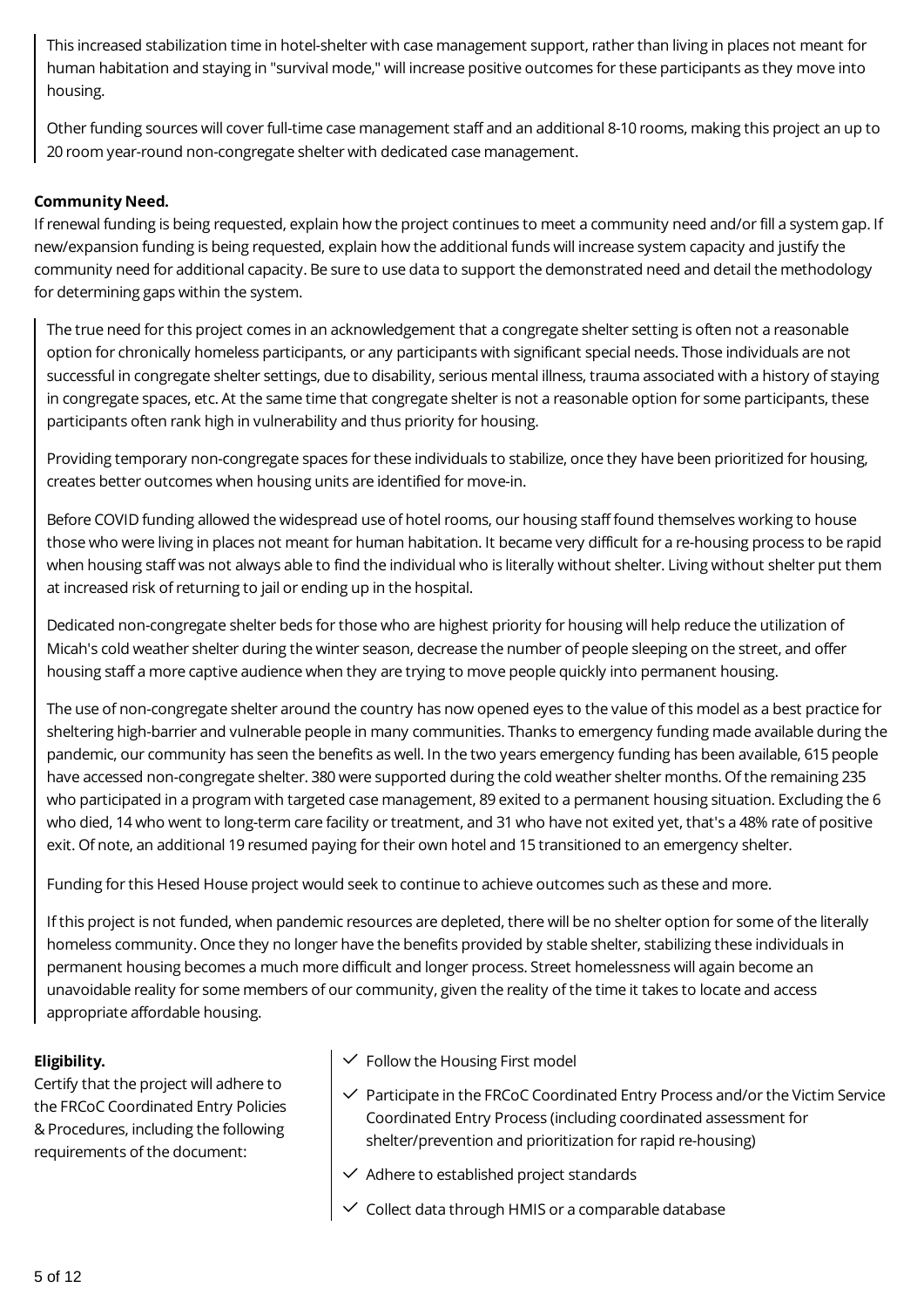This increased stabilization time in hotel-shelter with case management support, rather than living in places not meant for human habitation and staying in "survival mode," will increase positive outcomes for these participants as they move into housing.

Other funding sources will cover full-time case management staff and an additional 8-10 rooms, making this project an up to 20 room year-round non-congregate shelter with dedicated case management.

**Community Need.**

If renewal funding is being requested, explain how the project continues to meet a community need and/or fill a system gap. If new/expansion funding is being requested, explain how the additional funds will increase system capacity and justify the community need for additional capacity. Be sure to use data to support the demonstrated need and detail the methodology for determining gaps within the system.

The true need for this project comes in an acknowledgement that a congregate shelter setting is often not a reasonable option for chronically homeless participants, or any participants with significant special needs. Those individuals are not successful in congregate shelter settings, due to disability, serious mental illness, trauma associated with a history of staying in congregate spaces, etc. At the same time that congregate shelter is not a reasonable option for some participants, these participants often rank high in vulnerability and thus priority for housing.

Providing temporary non-congregate spaces for these individuals to stabilize, once they have been prioritized for housing, creates better outcomes when housing units are identified for move-in.

Before COVID funding allowed the widespread use of hotel rooms, our housing staff found themselves working to house those who were living in places not meant for human habitation. It became very difficult for a re-housing process to be rapid when housing staff was not always able to find the individual who is literally without shelter. Living without shelter put them at increased risk of returning to jail or ending up in the hospital.

Dedicated non-congregate shelter beds for those who are highest priority for housing will help reduce the utilization of Micah's cold weather shelter during the winter season, decrease the number of people sleeping on the street, and offer housing staff a more captive audience when they are trying to move people quickly into permanent housing.

The use of non-congregate shelter around the country has now opened eyes to the value of this model as a best practice for sheltering high-barrier and vulnerable people in many communities. Thanks to emergency funding made available during the pandemic, our community has seen the benefits as well. In the two years emergency funding has been available, 615 people have accessed non-congregate shelter. 380 were supported during the cold weather shelter months. Of the remaining 235 who participated in a program with targeted case management, 89 exited to a permanent housing situation. Excluding the 6 who died, 14 who went to long-term care facility or treatment, and 31 who have not exited yet, that's a 48% rate of positive exit. Of note, an additional 19 resumed paying for their own hotel and 15 transitioned to an emergency shelter.

Funding for this Hesed House project would seek to continue to achieve outcomes such as these and more.

If this project is not funded, when pandemic resources are depleted, there will be no shelter option for some of the literally homeless community. Once they no longer have the benefits provided by stable shelter, stabilizing these individuals in permanent housing becomes a much more difficult and longer process. Street homelessness will again become an unavoidable reality for some members of our community, given the reality of the time it takes to locate and access appropriate affordable housing.

**Eligibility.**

Certify that the project will adhere to the FRCoC Coordinated Entry Policies & Procedures, including the following requirements of the document:

- ✓ Follow the Housing First model
- ✓ Participate in the FRCoC Coordinated Entry Process and/or the Victim Service Coordinated Entry Process (including coordinated assessment for shelter/prevention and prioritization for rapid re-housing)
- ✓ Adhere to established project standards
- ✓ Collect data through HMIS or a comparable database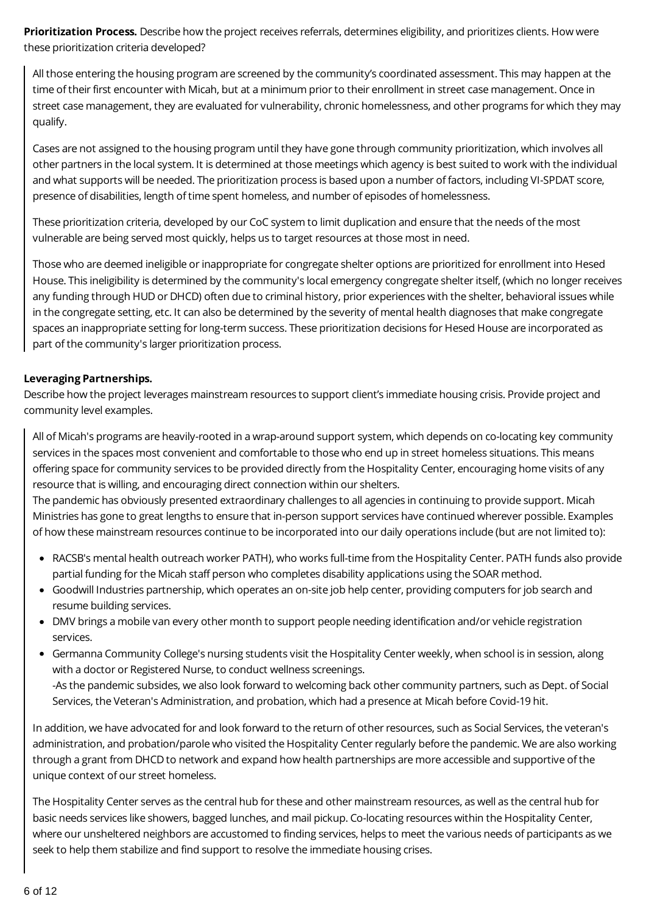**Prioritization Process.** Describe how the project receives referrals, determines eligibility, and prioritizes clients. How were these prioritization criteria developed?

All those entering the housing program are screened by the community's coordinated assessment. This may happen at the time of their first encounter with Micah, but at a minimum prior to their enrollment in street case management. Once in street case management, they are evaluated for vulnerability, chronic homelessness, and other programs for which they may qualify.

Cases are not assigned to the housing program until they have gone through community prioritization, which involves all other partners in the local system. It is determined at those meetings which agency is best suited to work with the individual and what supports will be needed. The prioritization process is based upon a number of factors, including VI-SPDAT score, presence of disabilities, length of time spent homeless, and number of episodes of homelessness.

These prioritization criteria, developed by our CoC system to limit duplication and ensure that the needs of the most vulnerable are being served most quickly, helps us to target resources at those most in need.

Those who are deemed ineligible or inappropriate for congregate shelter options are prioritized for enrollment into Hesed House. This ineligibility is determined by the community's local emergency congregate shelter itself, (which no longer receives any funding through HUD or DHCD) often due to criminal history, prior experiences with the shelter, behavioral issues while in the congregate setting, etc. It can also be determined by the severity of mental health diagnoses that make congregate spaces an inappropriate setting for long-term success. These prioritization decisions for Hesed House are incorporated as part of the community's larger prioritization process.

**Leveraging Partnerships.**
Describe how the project leverages mainstream resources to support client's immediate housing crisis. Provide project and community level examples.

All of Micah's programs are heavily-rooted in a wrap-around support system, which depends on co-locating key community services in the spaces most convenient and comfortable to those who end up in street homeless situations. This means offering space for community services to be provided directly from the Hospitality Center, encouraging home visits of any resource that is willing, and encouraging direct connection within our shelters.
The pandemic has obviously presented extraordinary challenges to all agencies in continuing to provide support. Micah Ministries has gone to great lengths to ensure that in-person support services have continued wherever possible. Examples of how these mainstream resources continue to be incorporated into our daily operations include (but are not limited to):

- RACSB's mental health outreach worker PATH), who works full-time from the Hospitality Center. PATH funds also provide partial funding for the Micah staff person who completes disability applications using the SOAR method.
- Goodwill Industries partnership, which operates an on-site job help center, providing computers for job search and resume building services.
- DMV brings a mobile van every other month to support people needing identification and/or vehicle registration services.
- Germanna Community College's nursing students visit the Hospitality Center weekly, when school is in session, along with a doctor or Registered Nurse, to conduct wellness screenings.
  -As the pandemic subsides, we also look forward to welcoming back other community partners, such as Dept. of Social Services, the Veteran's Administration, and probation, which had a presence at Micah before Covid-19 hit.

In addition, we have advocated for and look forward to the return of other resources, such as Social Services, the veteran's administration, and probation/parole who visited the Hospitality Center regularly before the pandemic. We are also working through a grant from DHCD to network and expand how health partnerships are more accessible and supportive of the unique context of our street homeless.

The Hospitality Center serves as the central hub for these and other mainstream resources, as well as the central hub for basic needs services like showers, bagged lunches, and mail pickup. Co-locating resources within the Hospitality Center, where our unsheltered neighbors are accustomed to finding services, helps to meet the various needs of participants as we seek to help them stabilize and find support to resolve the immediate housing crises.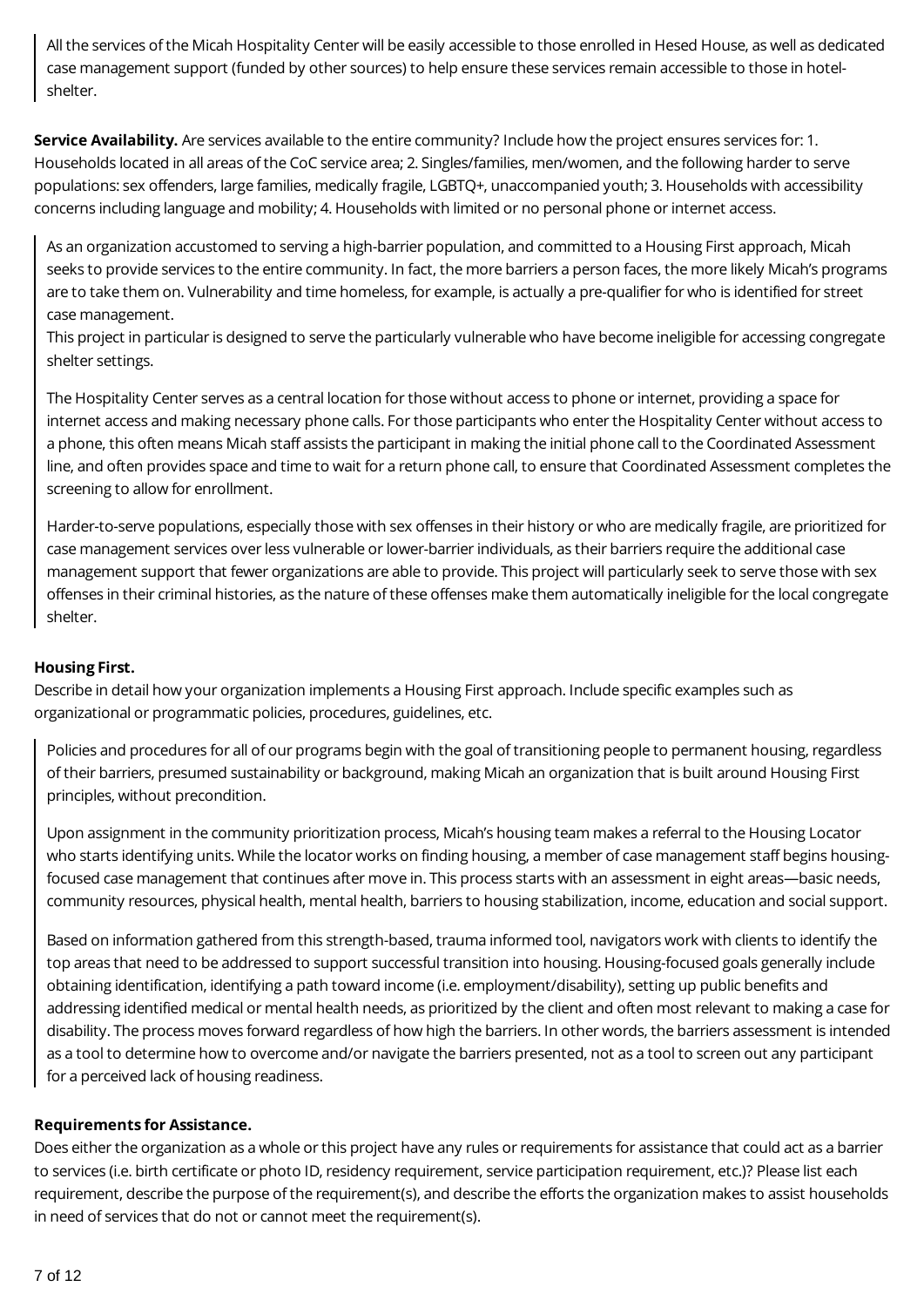All the services of the Micah Hospitality Center will be easily accessible to those enrolled in Hesed House, as well as dedicated case management support (funded by other sources) to help ensure these services remain accessible to those in hotel-shelter.

**Service Availability.** Are services available to the entire community? Include how the project ensures services for: 1. Households located in all areas of the CoC service area; 2. Singles/families, men/women, and the following harder to serve populations: sex offenders, large families, medically fragile, LGBTQ+, unaccompanied youth; 3. Households with accessibility concerns including language and mobility; 4. Households with limited or no personal phone or internet access.

As an organization accustomed to serving a high-barrier population, and committed to a Housing First approach, Micah seeks to provide services to the entire community. In fact, the more barriers a person faces, the more likely Micah's programs are to take them on. Vulnerability and time homeless, for example, is actually a pre-qualifier for who is identified for street case management.
This project in particular is designed to serve the particularly vulnerable who have become ineligible for accessing congregate shelter settings.

The Hospitality Center serves as a central location for those without access to phone or internet, providing a space for internet access and making necessary phone calls. For those participants who enter the Hospitality Center without access to a phone, this often means Micah staff assists the participant in making the initial phone call to the Coordinated Assessment line, and often provides space and time to wait for a return phone call, to ensure that Coordinated Assessment completes the screening to allow for enrollment.

Harder-to-serve populations, especially those with sex offenses in their history or who are medically fragile, are prioritized for case management services over less vulnerable or lower-barrier individuals, as their barriers require the additional case management support that fewer organizations are able to provide. This project will particularly seek to serve those with sex offenses in their criminal histories, as the nature of these offenses make them automatically ineligible for the local congregate shelter.

**Housing First.**

Describe in detail how your organization implements a Housing First approach. Include specific examples such as organizational or programmatic policies, procedures, guidelines, etc.

Policies and procedures for all of our programs begin with the goal of transitioning people to permanent housing, regardless of their barriers, presumed sustainability or background, making Micah an organization that is built around Housing First principles, without precondition.

Upon assignment in the community prioritization process, Micah's housing team makes a referral to the Housing Locator who starts identifying units. While the locator works on finding housing, a member of case management staff begins housing-focused case management that continues after move in. This process starts with an assessment in eight areas—basic needs, community resources, physical health, mental health, barriers to housing stabilization, income, education and social support.

Based on information gathered from this strength-based, trauma informed tool, navigators work with clients to identify the top areas that need to be addressed to support successful transition into housing. Housing-focused goals generally include obtaining identification, identifying a path toward income (i.e. employment/disability), setting up public benefits and addressing identified medical or mental health needs, as prioritized by the client and often most relevant to making a case for disability. The process moves forward regardless of how high the barriers. In other words, the barriers assessment is intended as a tool to determine how to overcome and/or navigate the barriers presented, not as a tool to screen out any participant for a perceived lack of housing readiness.

**Requirements for Assistance.**

Does either the organization as a whole or this project have any rules or requirements for assistance that could act as a barrier to services (i.e. birth certificate or photo ID, residency requirement, service participation requirement, etc.)? Please list each requirement, describe the purpose of the requirement(s), and describe the efforts the organization makes to assist households in need of services that do not or cannot meet the requirement(s).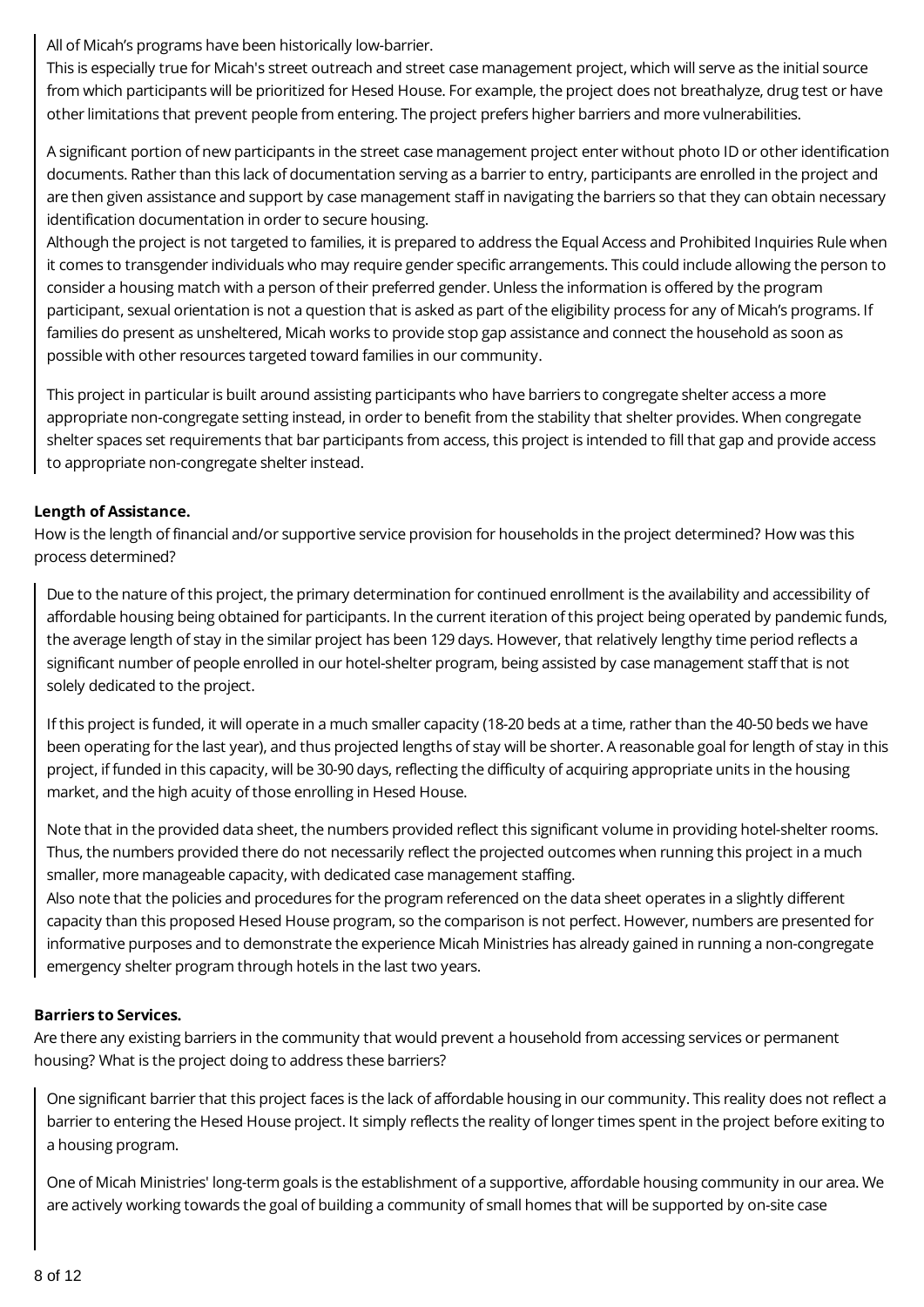All of Micah's programs have been historically low-barrier.
This is especially true for Micah's street outreach and street case management project, which will serve as the initial source from which participants will be prioritized for Hesed House. For example, the project does not breathalyze, drug test or have other limitations that prevent people from entering. The project prefers higher barriers and more vulnerabilities.

A significant portion of new participants in the street case management project enter without photo ID or other identification documents. Rather than this lack of documentation serving as a barrier to entry, participants are enrolled in the project and are then given assistance and support by case management staff in navigating the barriers so that they can obtain necessary identification documentation in order to secure housing.
Although the project is not targeted to families, it is prepared to address the Equal Access and Prohibited Inquiries Rule when it comes to transgender individuals who may require gender specific arrangements. This could include allowing the person to consider a housing match with a person of their preferred gender. Unless the information is offered by the program participant, sexual orientation is not a question that is asked as part of the eligibility process for any of Micah's programs. If families do present as unsheltered, Micah works to provide stop gap assistance and connect the household as soon as possible with other resources targeted toward families in our community.

This project in particular is built around assisting participants who have barriers to congregate shelter access a more appropriate non-congregate setting instead, in order to benefit from the stability that shelter provides. When congregate shelter spaces set requirements that bar participants from access, this project is intended to fill that gap and provide access to appropriate non-congregate shelter instead.

**Length of Assistance.**
How is the length of financial and/or supportive service provision for households in the project determined? How was this process determined?

Due to the nature of this project, the primary determination for continued enrollment is the availability and accessibility of affordable housing being obtained for participants. In the current iteration of this project being operated by pandemic funds, the average length of stay in the similar project has been 129 days. However, that relatively lengthy time period reflects a significant number of people enrolled in our hotel-shelter program, being assisted by case management staff that is not solely dedicated to the project.

If this project is funded, it will operate in a much smaller capacity (18-20 beds at a time, rather than the 40-50 beds we have been operating for the last year), and thus projected lengths of stay will be shorter. A reasonable goal for length of stay in this project, if funded in this capacity, will be 30-90 days, reflecting the difficulty of acquiring appropriate units in the housing market, and the high acuity of those enrolling in Hesed House.

Note that in the provided data sheet, the numbers provided reflect this significant volume in providing hotel-shelter rooms. Thus, the numbers provided there do not necessarily reflect the projected outcomes when running this project in a much smaller, more manageable capacity, with dedicated case management staffing.
Also note that the policies and procedures for the program referenced on the data sheet operates in a slightly different capacity than this proposed Hesed House program, so the comparison is not perfect. However, numbers are presented for informative purposes and to demonstrate the experience Micah Ministries has already gained in running a non-congregate emergency shelter program through hotels in the last two years.

**Barriers to Services.**
Are there any existing barriers in the community that would prevent a household from accessing services or permanent housing? What is the project doing to address these barriers?

One significant barrier that this project faces is the lack of affordable housing in our community. This reality does not reflect a barrier to entering the Hesed House project. It simply reflects the reality of longer times spent in the project before exiting to a housing program.

One of Micah Ministries' long-term goals is the establishment of a supportive, affordable housing community in our area. We are actively working towards the goal of building a community of small homes that will be supported by on-site case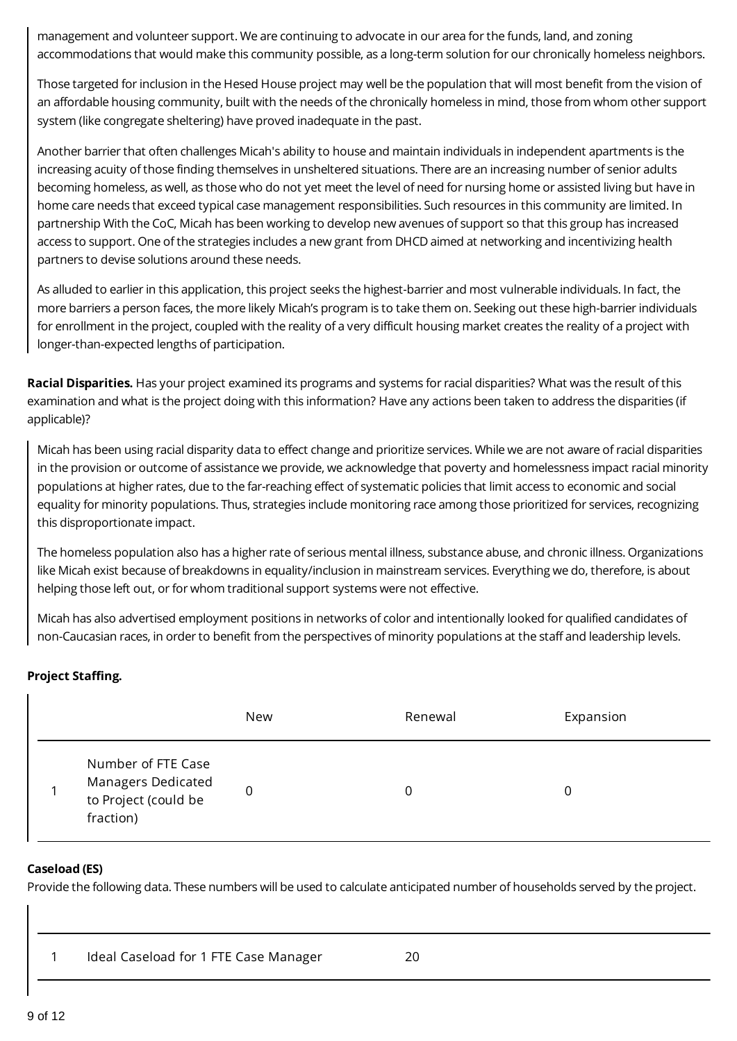management and volunteer support. We are continuing to advocate in our area for the funds, land, and zoning accommodations that would make this community possible, as a long-term solution for our chronically homeless neighbors.

Those targeted for inclusion in the Hesed House project may well be the population that will most benefit from the vision of an affordable housing community, built with the needs of the chronically homeless in mind, those from whom other support system (like congregate sheltering) have proved inadequate in the past.

Another barrier that often challenges Micah's ability to house and maintain individuals in independent apartments is the increasing acuity of those finding themselves in unsheltered situations. There are an increasing number of senior adults becoming homeless, as well, as those who do not yet meet the level of need for nursing home or assisted living but have in home care needs that exceed typical case management responsibilities. Such resources in this community are limited. In partnership With the CoC, Micah has been working to develop new avenues of support so that this group has increased access to support. One of the strategies includes a new grant from DHCD aimed at networking and incentivizing health partners to devise solutions around these needs.

As alluded to earlier in this application, this project seeks the highest-barrier and most vulnerable individuals. In fact, the more barriers a person faces, the more likely Micah's program is to take them on. Seeking out these high-barrier individuals for enrollment in the project, coupled with the reality of a very difficult housing market creates the reality of a project with longer-than-expected lengths of participation.

**Racial Disparities.** Has your project examined its programs and systems for racial disparities? What was the result of this examination and what is the project doing with this information? Have any actions been taken to address the disparities (if applicable)?

Micah has been using racial disparity data to effect change and prioritize services. While we are not aware of racial disparities in the provision or outcome of assistance we provide, we acknowledge that poverty and homelessness impact racial minority populations at higher rates, due to the far-reaching effect of systematic policies that limit access to economic and social equality for minority populations. Thus, strategies include monitoring race among those prioritized for services, recognizing this disproportionate impact.

The homeless population also has a higher rate of serious mental illness, substance abuse, and chronic illness. Organizations like Micah exist because of breakdowns in equality/inclusion in mainstream services. Everything we do, therefore, is about helping those left out, or for whom traditional support systems were not effective.

Micah has also advertised employment positions in networks of color and intentionally looked for qualified candidates of non-Caucasian races, in order to benefit from the perspectives of minority populations at the staff and leadership levels.

**Project Staffing.**

| | | New | Renewal | Expansion |
|---|---|---|---|---|
| 1 | Number of FTE Case Managers Dedicated to Project (could be fraction) | 0 | 0 | 0 |

**Caseload (ES)**

Provide the following data. These numbers will be used to calculate anticipated number of households served by the project.

| | | |
|---|---|---|
| 1 | Ideal Caseload for 1 FTE Case Manager | 20 |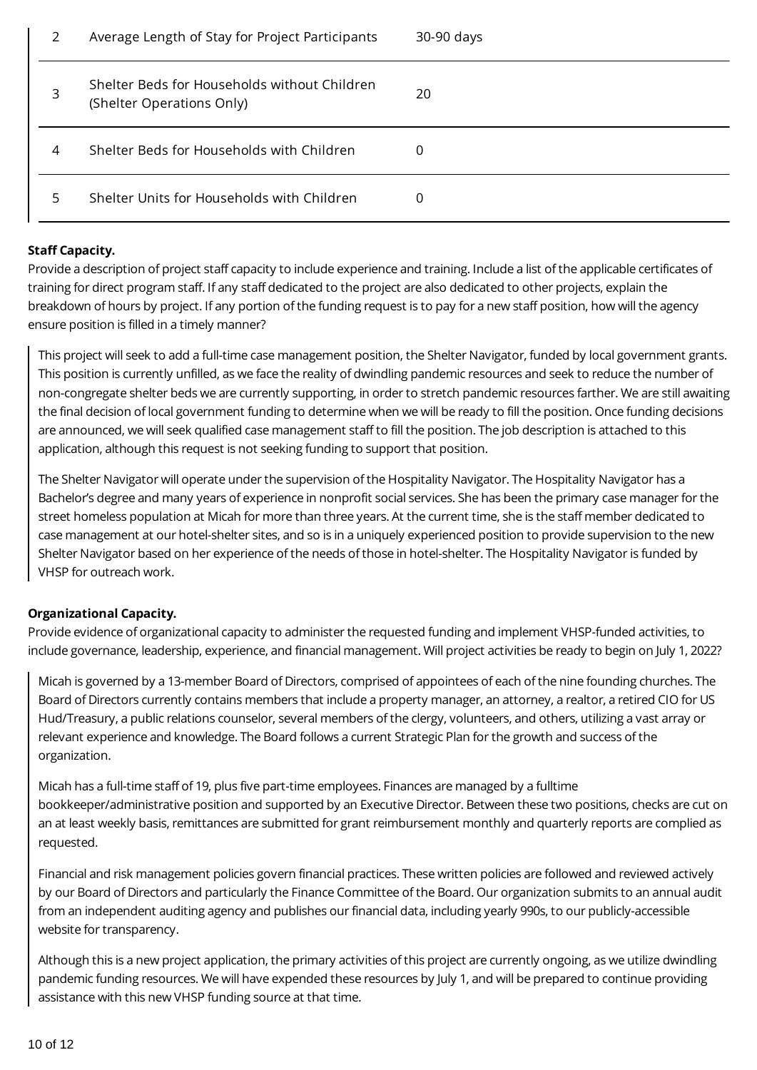| 2 | Average Length of Stay for Project Participants | 30-90 days |
|---|---|---|
| 3 | Shelter Beds for Households without Children (Shelter Operations Only) | 20 |
| 4 | Shelter Beds for Households with Children | 0 |
| 5 | Shelter Units for Households with Children | 0 |

**Staff Capacity.**

Provide a description of project staff capacity to include experience and training. Include a list of the applicable certificates of training for direct program staff. If any staff dedicated to the project are also dedicated to other projects, explain the breakdown of hours by project. If any portion of the funding request is to pay for a new staff position, how will the agency ensure position is filled in a timely manner?

This project will seek to add a full-time case management position, the Shelter Navigator, funded by local government grants. This position is currently unfilled, as we face the reality of dwindling pandemic resources and seek to reduce the number of non-congregate shelter beds we are currently supporting, in order to stretch pandemic resources farther. We are still awaiting the final decision of local government funding to determine when we will be ready to fill the position. Once funding decisions are announced, we will seek qualified case management staff to fill the position. The job description is attached to this application, although this request is not seeking funding to support that position.

The Shelter Navigator will operate under the supervision of the Hospitality Navigator. The Hospitality Navigator has a Bachelor's degree and many years of experience in nonprofit social services. She has been the primary case manager for the street homeless population at Micah for more than three years. At the current time, she is the staff member dedicated to case management at our hotel-shelter sites, and so is in a uniquely experienced position to provide supervision to the new Shelter Navigator based on her experience of the needs of those in hotel-shelter. The Hospitality Navigator is funded by VHSP for outreach work.

**Organizational Capacity.**

Provide evidence of organizational capacity to administer the requested funding and implement VHSP-funded activities, to include governance, leadership, experience, and financial management. Will project activities be ready to begin on July 1, 2022?

Micah is governed by a 13-member Board of Directors, comprised of appointees of each of the nine founding churches. The Board of Directors currently contains members that include a property manager, an attorney, a realtor, a retired CIO for US Hud/Treasury, a public relations counselor, several members of the clergy, volunteers, and others, utilizing a vast array or relevant experience and knowledge. The Board follows a current Strategic Plan for the growth and success of the organization.

Micah has a full-time staff of 19, plus five part-time employees. Finances are managed by a fulltime bookkeeper/administrative position and supported by an Executive Director. Between these two positions, checks are cut on an at least weekly basis, remittances are submitted for grant reimbursement monthly and quarterly reports are complied as requested.

Financial and risk management policies govern financial practices. These written policies are followed and reviewed actively by our Board of Directors and particularly the Finance Committee of the Board. Our organization submits to an annual audit from an independent auditing agency and publishes our financial data, including yearly 990s, to our publicly-accessible website for transparency.

Although this is a new project application, the primary activities of this project are currently ongoing, as we utilize dwindling pandemic funding resources. We will have expended these resources by July 1, and will be prepared to continue providing assistance with this new VHSP funding source at that time.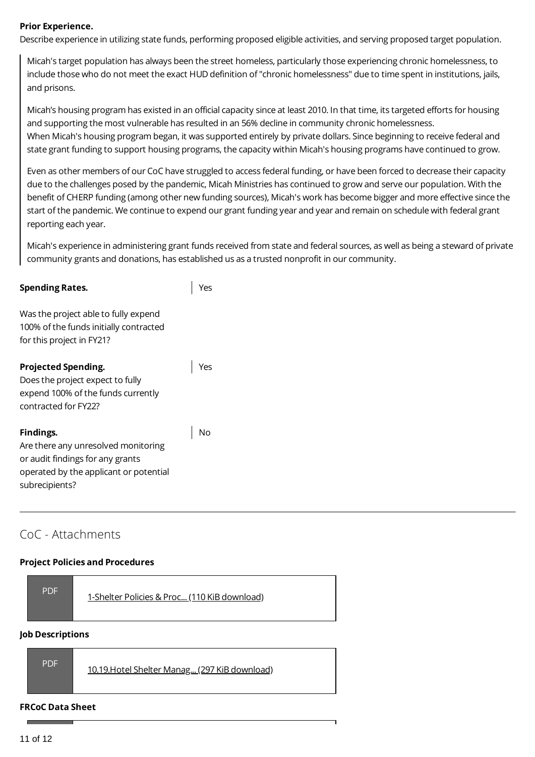**Prior Experience.**
Describe experience in utilizing state funds, performing proposed eligible activities, and serving proposed target population.

> Micah's target population has always been the street homeless, particularly those experiencing chronic homelessness, to include those who do not meet the exact HUD definition of "chronic homelessness" due to time spent in institutions, jails, and prisons.
>
> Micah's housing program has existed in an official capacity since at least 2010. In that time, its targeted efforts for housing and supporting the most vulnerable has resulted in an 56% decline in community chronic homelessness.
> When Micah's housing program began, it was supported entirely by private dollars. Since beginning to receive federal and state grant funding to support housing programs, the capacity within Micah's housing programs have continued to grow.
>
> Even as other members of our CoC have struggled to access federal funding, or have been forced to decrease their capacity due to the challenges posed by the pandemic, Micah Ministries has continued to grow and serve our population. With the benefit of CHERP funding (among other new funding sources), Micah's work has become bigger and more effective since the start of the pandemic. We continue to expend our grant funding year and year and remain on schedule with federal grant reporting each year.
>
> Micah's experience in administering grant funds received from state and federal sources, as well as being a steward of private community grants and donations, has established us as a trusted nonprofit in our community.

**Spending Rates.**

Was the project able to fully expend 100% of the funds initially contracted for this project in FY21?

> Yes

**Projected Spending.**
Does the project expect to fully expend 100% of the funds currently contracted for FY22?

> Yes

**Findings.**
Are there any unresolved monitoring or audit findings for any grants operated by the applicant or potential subrecipients?

> No

---

## CoC - Attachments

**Project Policies and Procedures**

PDF 1-Shelter Policies & Proc... (110 KiB download)

**Job Descriptions**

PDF 10.19.Hotel Shelter Manag... (297 KiB download)

**FRCoC Data Sheet**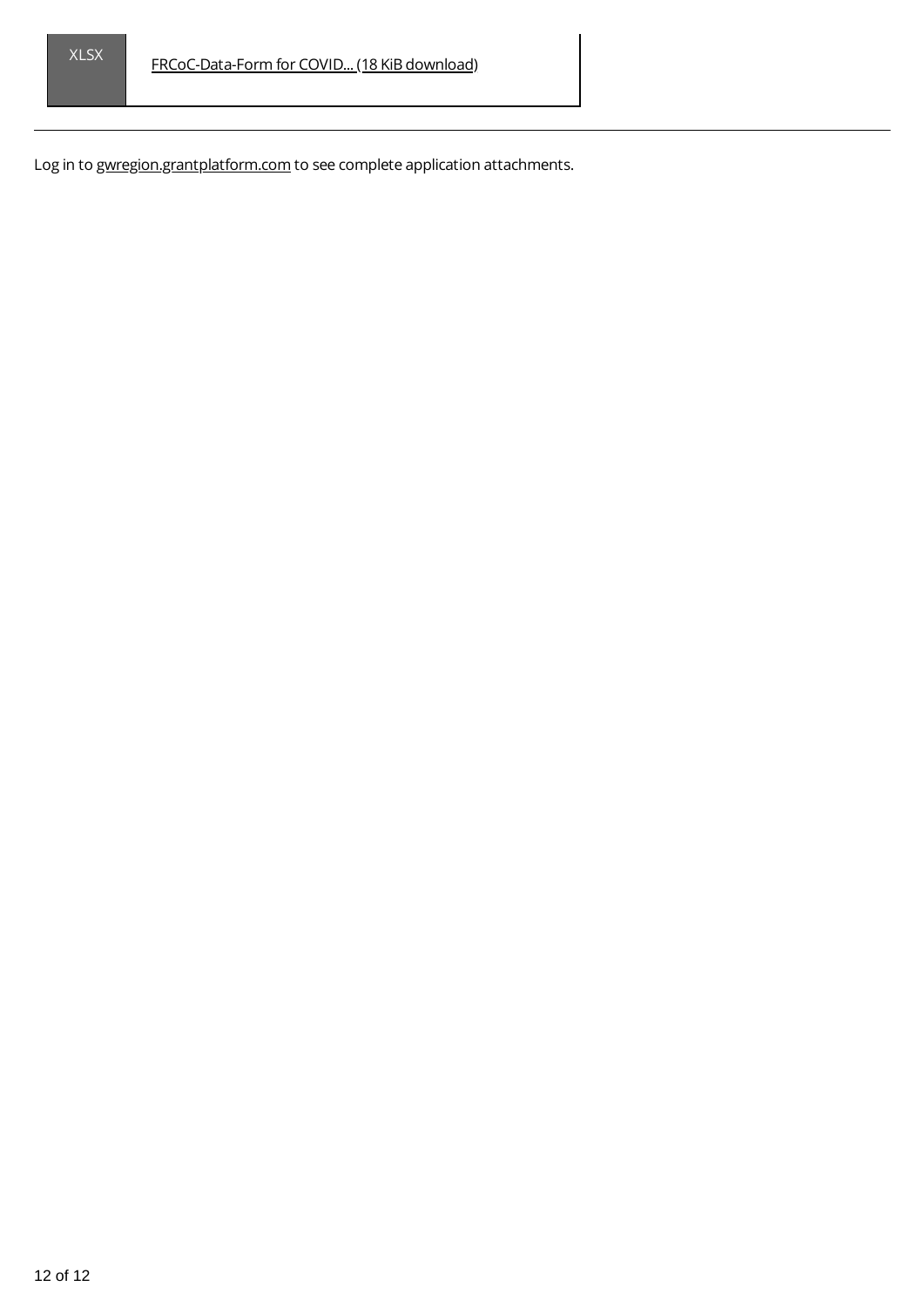XLSX

[FRCoC-Data-Form for COVID... (18 KiB download)]

---

Log in to [gwregion.grantplatform.com] to see complete application attachments.